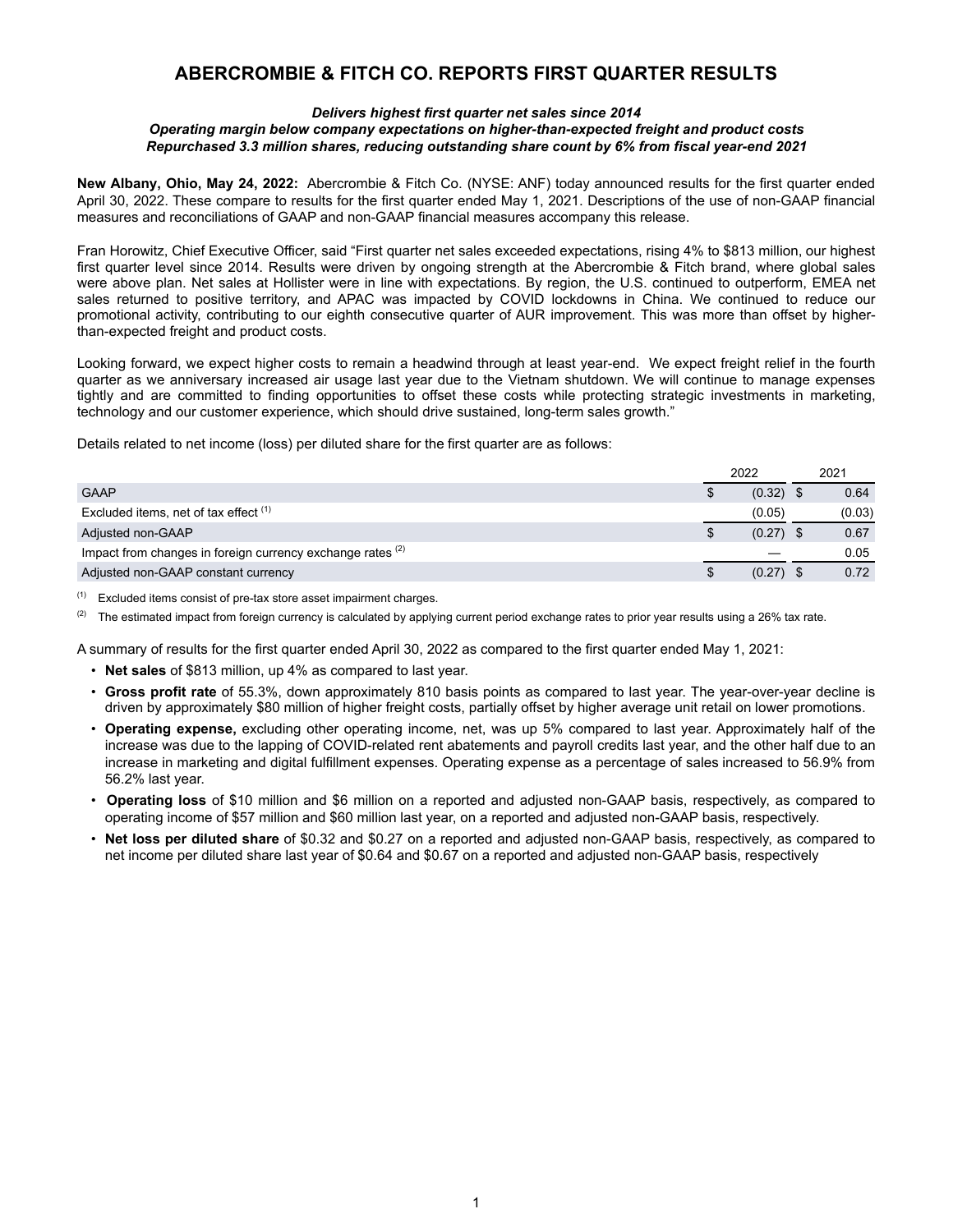# ABERCROMBIE & FITCH CO. REPORTS FIRST QUARTER RESULTS

***Delivers highest first quarter net sales since 2014***
***Operating margin below company expectations on higher-than-expected freight and product costs***
***Repurchased 3.3 million shares, reducing outstanding share count by 6% from fiscal year-end 2021***

**New Albany, Ohio, May 24, 2022:** Abercrombie & Fitch Co. (NYSE: ANF) today announced results for the first quarter ended April 30, 2022. These compare to results for the first quarter ended May 1, 2021. Descriptions of the use of non-GAAP financial measures and reconciliations of GAAP and non-GAAP financial measures accompany this release.

Fran Horowitz, Chief Executive Officer, said "First quarter net sales exceeded expectations, rising 4% to $813 million, our highest first quarter level since 2014. Results were driven by ongoing strength at the Abercrombie & Fitch brand, where global sales were above plan. Net sales at Hollister were in line with expectations. By region, the U.S. continued to outperform, EMEA net sales returned to positive territory, and APAC was impacted by COVID lockdowns in China. We continued to reduce our promotional activity, contributing to our eighth consecutive quarter of AUR improvement. This was more than offset by higher-than-expected freight and product costs.

Looking forward, we expect higher costs to remain a headwind through at least year-end. We expect freight relief in the fourth quarter as we anniversary increased air usage last year due to the Vietnam shutdown. We will continue to manage expenses tightly and are committed to finding opportunities to offset these costs while protecting strategic investments in marketing, technology and our customer experience, which should drive sustained, long-term sales growth."

Details related to net income (loss) per diluted share for the first quarter are as follows:

| | 2022 | 2021 |
|---|---|---|
| GAAP | $ (0.32) | $ 0.64 |
| Excluded items, net of tax effect [1] | (0.05) | (0.03) |
| Adjusted non-GAAP | $ (0.27) | $ 0.67 |
| Impact from changes in foreign currency exchange rates [2] | — | 0.05 |
| Adjusted non-GAAP constant currency | $ (0.27) | $ 0.72 |

[1] Excluded items consist of pre-tax store asset impairment charges.

[2] The estimated impact from foreign currency is calculated by applying current period exchange rates to prior year results using a 26% tax rate.

A summary of results for the first quarter ended April 30, 2022 as compared to the first quarter ended May 1, 2021:

- **Net sales** of $813 million, up 4% as compared to last year.
- **Gross profit rate** of 55.3%, down approximately 810 basis points as compared to last year. The year-over-year decline is driven by approximately $80 million of higher freight costs, partially offset by higher average unit retail on lower promotions.
- **Operating expense,** excluding other operating income, net, was up 5% compared to last year. Approximately half of the increase was due to the lapping of COVID-related rent abatements and payroll credits last year, and the other half due to an increase in marketing and digital fulfillment expenses. Operating expense as a percentage of sales increased to 56.9% from 56.2% last year.
- **Operating loss** of $10 million and $6 million on a reported and adjusted non-GAAP basis, respectively, as compared to operating income of $57 million and $60 million last year, on a reported and adjusted non-GAAP basis, respectively.
- **Net loss per diluted share** of $0.32 and $0.27 on a reported and adjusted non-GAAP basis, respectively, as compared to net income per diluted share last year of $0.64 and $0.67 on a reported and adjusted non-GAAP basis, respectively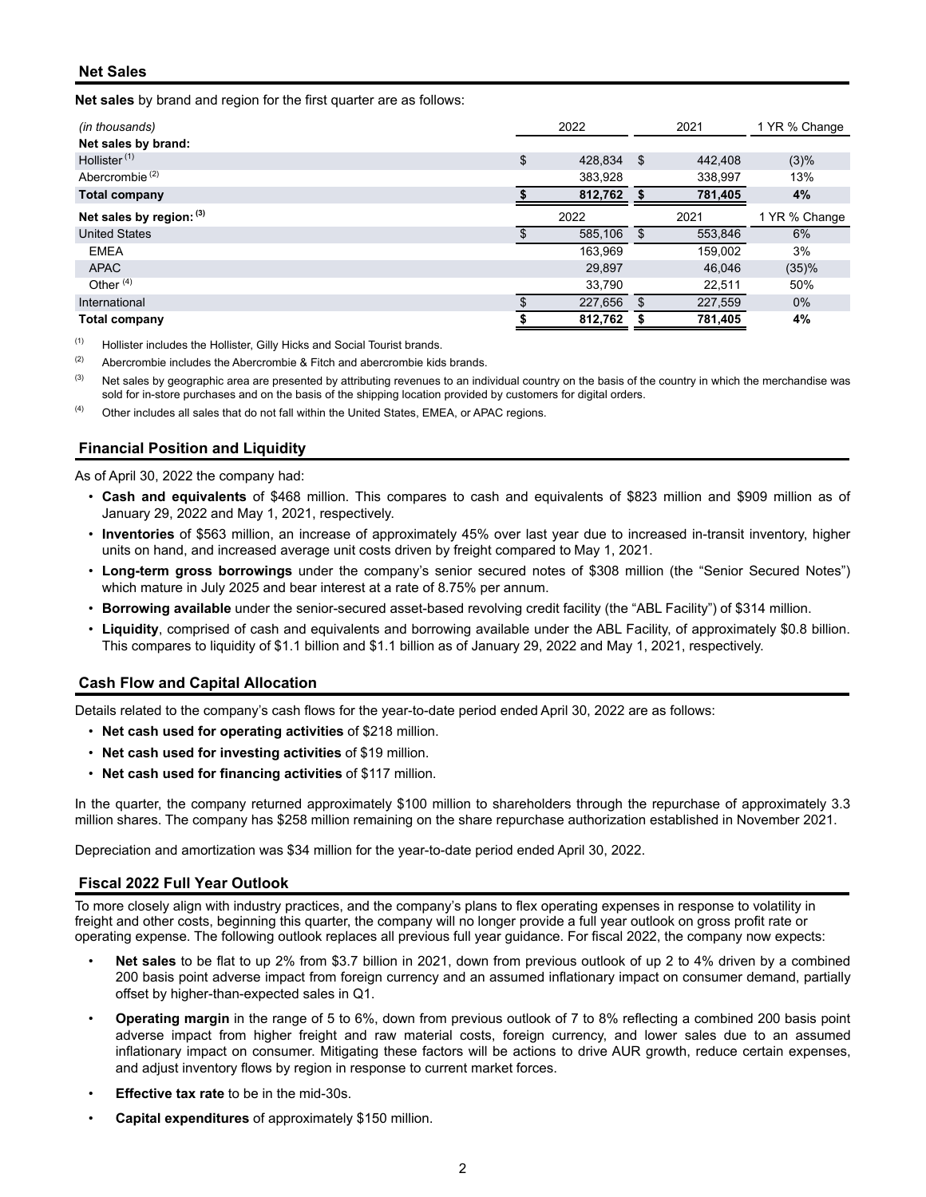## Net Sales

**Net sales** by brand and region for the first quarter are as follows:

| *(in thousands)* | 2022 | 2021 | 1 YR % Change |
|---|---|---|---|
| **Net sales by brand:** | | | |
| Hollister [1] | $ 428,834 | $ 442,408 | (3)% |
| Abercrombie [2] | 383,928 | 338,997 | 13% |
| **Total company** | **$ 812,762** | **$ 781,405** | **4%** |
| **Net sales by region:** [3] | 2022 | 2021 | 1 YR % Change |
| United States | $ 585,106 | $ 553,846 | 6% |
| EMEA | 163,969 | 159,002 | 3% |
| APAC | 29,897 | 46,046 | (35)% |
| Other [4] | 33,790 | 22,511 | 50% |
| International | $ 227,656 | $ 227,559 | 0% |
| **Total company** | **$ 812,762** | **$ 781,405** | **4%** |

[1] Hollister includes the Hollister, Gilly Hicks and Social Tourist brands.

[2] Abercrombie includes the Abercrombie & Fitch and abercrombie kids brands.

[3] Net sales by geographic area are presented by attributing revenues to an individual country on the basis of the country in which the merchandise was sold for in-store purchases and on the basis of the shipping location provided by customers for digital orders.

[4] Other includes all sales that do not fall within the United States, EMEA, or APAC regions.

## Financial Position and Liquidity

As of April 30, 2022 the company had:

- **Cash and equivalents** of $468 million. This compares to cash and equivalents of $823 million and $909 million as of January 29, 2022 and May 1, 2021, respectively.
- **Inventories** of $563 million, an increase of approximately 45% over last year due to increased in-transit inventory, higher units on hand, and increased average unit costs driven by freight compared to May 1, 2021.
- **Long-term gross borrowings** under the company's senior secured notes of $308 million (the "Senior Secured Notes") which mature in July 2025 and bear interest at a rate of 8.75% per annum.
- **Borrowing available** under the senior-secured asset-based revolving credit facility (the "ABL Facility") of $314 million.
- **Liquidity**, comprised of cash and equivalents and borrowing available under the ABL Facility, of approximately $0.8 billion. This compares to liquidity of $1.1 billion and $1.1 billion as of January 29, 2022 and May 1, 2021, respectively.

## Cash Flow and Capital Allocation

Details related to the company's cash flows for the year-to-date period ended April 30, 2022 are as follows:

- **Net cash used for operating activities** of $218 million.
- **Net cash used for investing activities** of $19 million.
- **Net cash used for financing activities** of $117 million.

In the quarter, the company returned approximately $100 million to shareholders through the repurchase of approximately 3.3 million shares. The company has $258 million remaining on the share repurchase authorization established in November 2021.

Depreciation and amortization was $34 million for the year-to-date period ended April 30, 2022.

## Fiscal 2022 Full Year Outlook

To more closely align with industry practices, and the company's plans to flex operating expenses in response to volatility in freight and other costs, beginning this quarter, the company will no longer provide a full year outlook on gross profit rate or operating expense. The following outlook replaces all previous full year guidance. For fiscal 2022, the company now expects:

- **Net sales** to be flat to up 2% from $3.7 billion in 2021, down from previous outlook of up 2 to 4% driven by a combined 200 basis point adverse impact from foreign currency and an assumed inflationary impact on consumer demand, partially offset by higher-than-expected sales in Q1.
- **Operating margin** in the range of 5 to 6%, down from previous outlook of 7 to 8% reflecting a combined 200 basis point adverse impact from higher freight and raw material costs, foreign currency, and lower sales due to an assumed inflationary impact on consumer. Mitigating these factors will be actions to drive AUR growth, reduce certain expenses, and adjust inventory flows by region in response to current market forces.
- **Effective tax rate** to be in the mid-30s.
- **Capital expenditures** of approximately $150 million.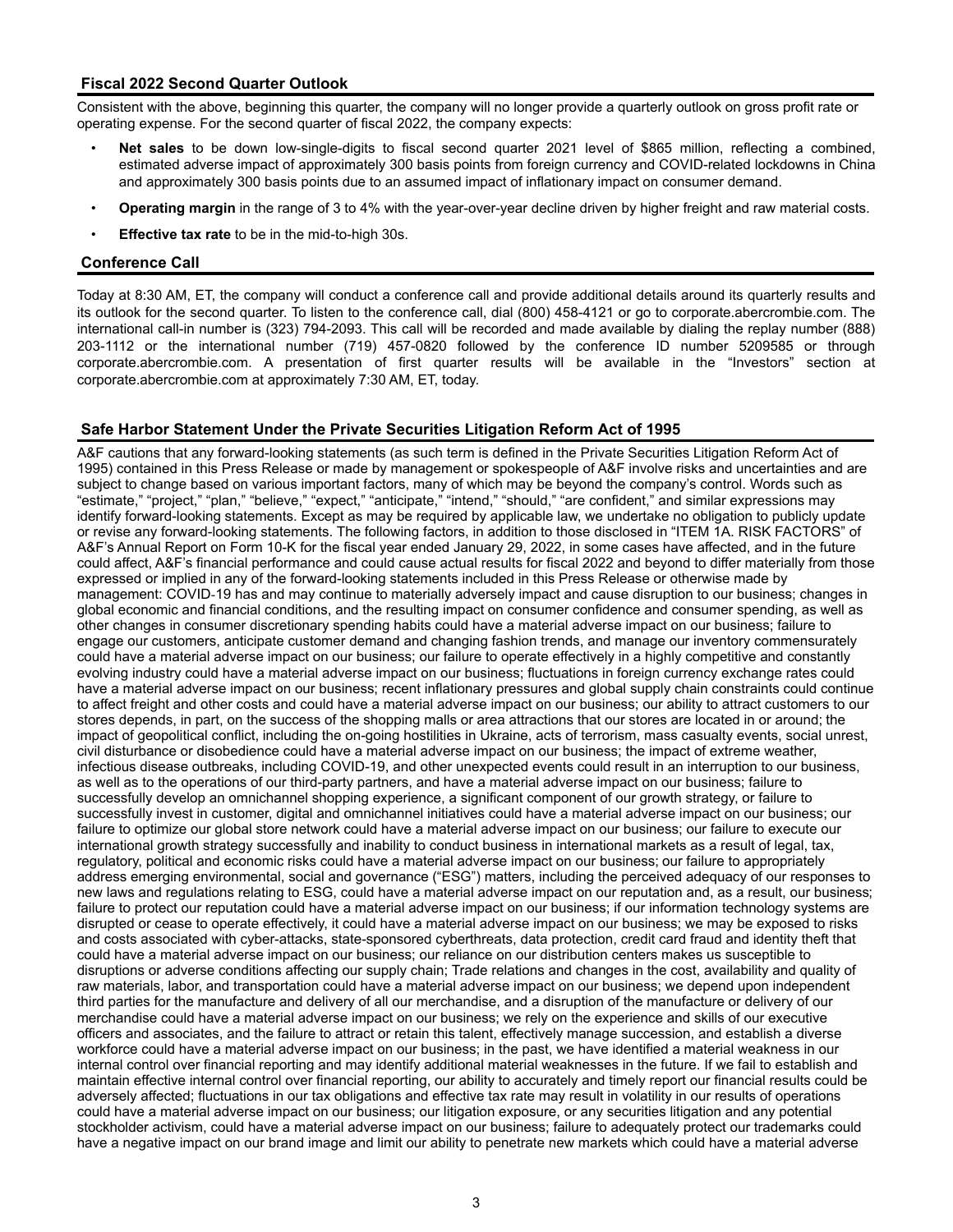## Fiscal 2022 Second Quarter Outlook

Consistent with the above, beginning this quarter, the company will no longer provide a quarterly outlook on gross profit rate or operating expense. For the second quarter of fiscal 2022, the company expects:

- **Net sales** to be down low-single-digits to fiscal second quarter 2021 level of $865 million, reflecting a combined, estimated adverse impact of approximately 300 basis points from foreign currency and COVID-related lockdowns in China and approximately 300 basis points due to an assumed impact of inflationary impact on consumer demand.
- **Operating margin** in the range of 3 to 4% with the year-over-year decline driven by higher freight and raw material costs.
- **Effective tax rate** to be in the mid-to-high 30s.

## Conference Call

Today at 8:30 AM, ET, the company will conduct a conference call and provide additional details around its quarterly results and its outlook for the second quarter. To listen to the conference call, dial (800) 458-4121 or go to corporate.abercrombie.com. The international call-in number is (323) 794-2093. This call will be recorded and made available by dialing the replay number (888) 203-1112 or the international number (719) 457-0820 followed by the conference ID number 5209585 or through corporate.abercrombie.com. A presentation of first quarter results will be available in the "Investors" section at corporate.abercrombie.com at approximately 7:30 AM, ET, today.

## Safe Harbor Statement Under the Private Securities Litigation Reform Act of 1995

A&F cautions that any forward-looking statements (as such term is defined in the Private Securities Litigation Reform Act of 1995) contained in this Press Release or made by management or spokespeople of A&F involve risks and uncertainties and are subject to change based on various important factors, many of which may be beyond the company's control. Words such as "estimate," "project," "plan," "believe," "expect," "anticipate," "intend," "should," "are confident," and similar expressions may identify forward-looking statements. Except as may be required by applicable law, we undertake no obligation to publicly update or revise any forward-looking statements. The following factors, in addition to those disclosed in "ITEM 1A. RISK FACTORS" of A&F's Annual Report on Form 10-K for the fiscal year ended January 29, 2022, in some cases have affected, and in the future could affect, A&F's financial performance and could cause actual results for fiscal 2022 and beyond to differ materially from those expressed or implied in any of the forward-looking statements included in this Press Release or otherwise made by management: COVID-19 has and may continue to materially adversely impact and cause disruption to our business; changes in global economic and financial conditions, and the resulting impact on consumer confidence and consumer spending, as well as other changes in consumer discretionary spending habits could have a material adverse impact on our business; failure to engage our customers, anticipate customer demand and changing fashion trends, and manage our inventory commensurately could have a material adverse impact on our business; our failure to operate effectively in a highly competitive and constantly evolving industry could have a material adverse impact on our business; fluctuations in foreign currency exchange rates could have a material adverse impact on our business; recent inflationary pressures and global supply chain constraints could continue to affect freight and other costs and could have a material adverse impact on our business; our ability to attract customers to our stores depends, in part, on the success of the shopping malls or area attractions that our stores are located in or around; the impact of geopolitical conflict, including the on-going hostilities in Ukraine, acts of terrorism, mass casualty events, social unrest, civil disturbance or disobedience could have a material adverse impact on our business; the impact of extreme weather, infectious disease outbreaks, including COVID-19, and other unexpected events could result in an interruption to our business, as well as to the operations of our third-party partners, and have a material adverse impact on our business; failure to successfully develop an omnichannel shopping experience, a significant component of our growth strategy, or failure to successfully invest in customer, digital and omnichannel initiatives could have a material adverse impact on our business; our failure to optimize our global store network could have a material adverse impact on our business; our failure to execute our international growth strategy successfully and inability to conduct business in international markets as a result of legal, tax, regulatory, political and economic risks could have a material adverse impact on our business; our failure to appropriately address emerging environmental, social and governance ("ESG") matters, including the perceived adequacy of our responses to new laws and regulations relating to ESG, could have a material adverse impact on our reputation and, as a result, our business; failure to protect our reputation could have a material adverse impact on our business; if our information technology systems are disrupted or cease to operate effectively, it could have a material adverse impact on our business; we may be exposed to risks and costs associated with cyber-attacks, state-sponsored cyberthreats, data protection, credit card fraud and identity theft that could have a material adverse impact on our business; our reliance on our distribution centers makes us susceptible to disruptions or adverse conditions affecting our supply chain; Trade relations and changes in the cost, availability and quality of raw materials, labor, and transportation could have a material adverse impact on our business; we depend upon independent third parties for the manufacture and delivery of all our merchandise, and a disruption of the manufacture or delivery of our merchandise could have a material adverse impact on our business; we rely on the experience and skills of our executive officers and associates, and the failure to attract or retain this talent, effectively manage succession, and establish a diverse workforce could have a material adverse impact on our business; in the past, we have identified a material weakness in our internal control over financial reporting and may identify additional material weaknesses in the future. If we fail to establish and maintain effective internal control over financial reporting, our ability to accurately and timely report our financial results could be adversely affected; fluctuations in our tax obligations and effective tax rate may result in volatility in our results of operations could have a material adverse impact on our business; our litigation exposure, or any securities litigation and any potential stockholder activism, could have a material adverse impact on our business; failure to adequately protect our trademarks could have a negative impact on our brand image and limit our ability to penetrate new markets which could have a material adverse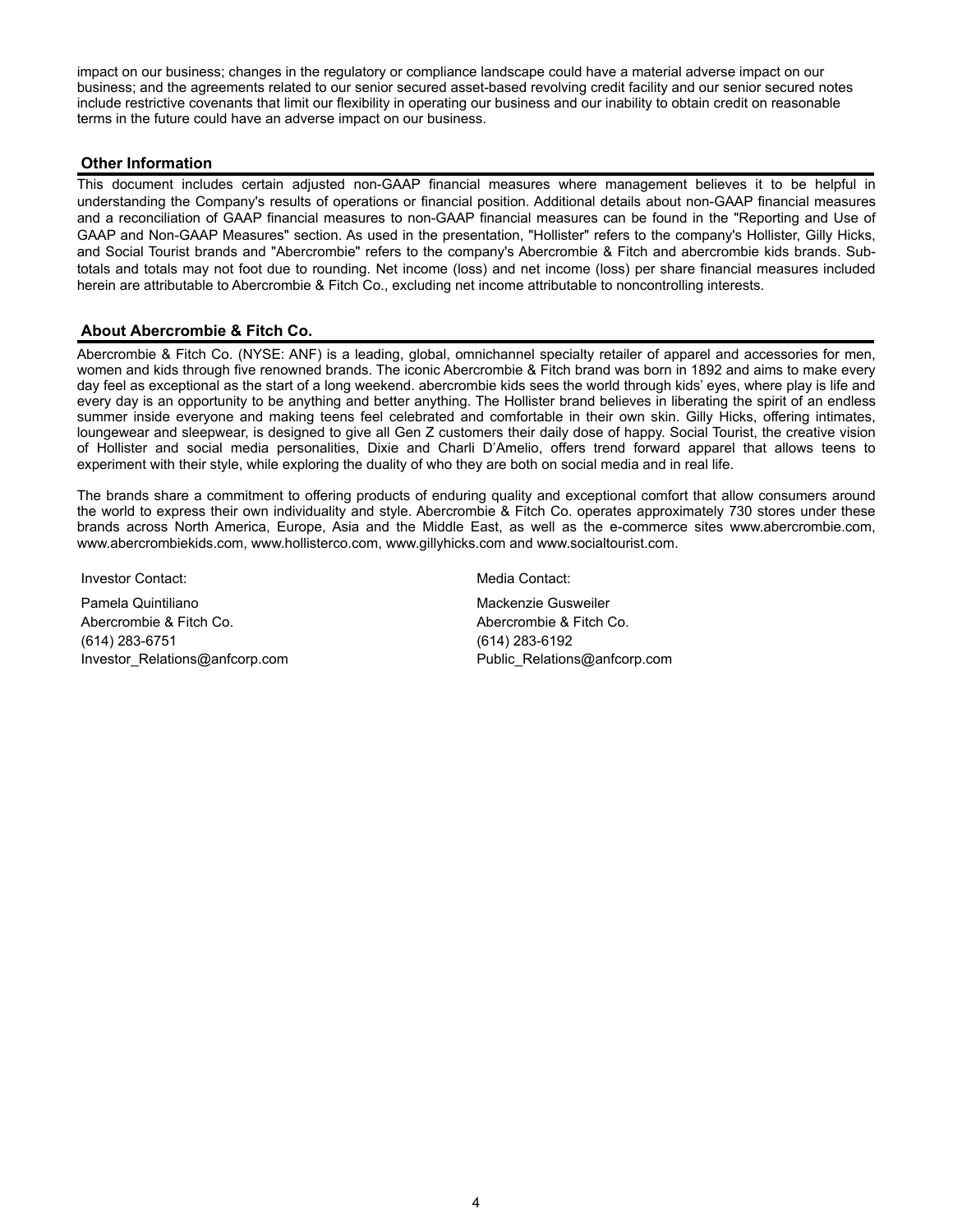impact on our business; changes in the regulatory or compliance landscape could have a material adverse impact on our business; and the agreements related to our senior secured asset-based revolving credit facility and our senior secured notes include restrictive covenants that limit our flexibility in operating our business and our inability to obtain credit on reasonable terms in the future could have an adverse impact on our business.

## Other Information

This document includes certain adjusted non-GAAP financial measures where management believes it to be helpful in understanding the Company's results of operations or financial position. Additional details about non-GAAP financial measures and a reconciliation of GAAP financial measures to non-GAAP financial measures can be found in the "Reporting and Use of GAAP and Non-GAAP Measures" section. As used in the presentation, "Hollister" refers to the company's Hollister, Gilly Hicks, and Social Tourist brands and "Abercrombie" refers to the company's Abercrombie & Fitch and abercrombie kids brands. Sub-totals and totals may not foot due to rounding. Net income (loss) and net income (loss) per share financial measures included herein are attributable to Abercrombie & Fitch Co., excluding net income attributable to noncontrolling interests.

## About Abercrombie & Fitch Co.

Abercrombie & Fitch Co. (NYSE: ANF) is a leading, global, omnichannel specialty retailer of apparel and accessories for men, women and kids through five renowned brands. The iconic Abercrombie & Fitch brand was born in 1892 and aims to make every day feel as exceptional as the start of a long weekend. abercrombie kids sees the world through kids' eyes, where play is life and every day is an opportunity to be anything and better anything. The Hollister brand believes in liberating the spirit of an endless summer inside everyone and making teens feel celebrated and comfortable in their own skin. Gilly Hicks, offering intimates, loungewear and sleepwear, is designed to give all Gen Z customers their daily dose of happy. Social Tourist, the creative vision of Hollister and social media personalities, Dixie and Charli D'Amelio, offers trend forward apparel that allows teens to experiment with their style, while exploring the duality of who they are both on social media and in real life.

The brands share a commitment to offering products of enduring quality and exceptional comfort that allow consumers around the world to express their own individuality and style. Abercrombie & Fitch Co. operates approximately 730 stores under these brands across North America, Europe, Asia and the Middle East, as well as the e-commerce sites www.abercrombie.com, www.abercrombiekids.com, www.hollisterco.com, www.gillyhicks.com and www.socialtourist.com.

Investor Contact:

Pamela Quintiliano
Abercrombie & Fitch Co.
(614) 283-6751
Investor_Relations@anfcorp.com

Media Contact:

Mackenzie Gusweiler
Abercrombie & Fitch Co.
(614) 283-6192
Public_Relations@anfcorp.com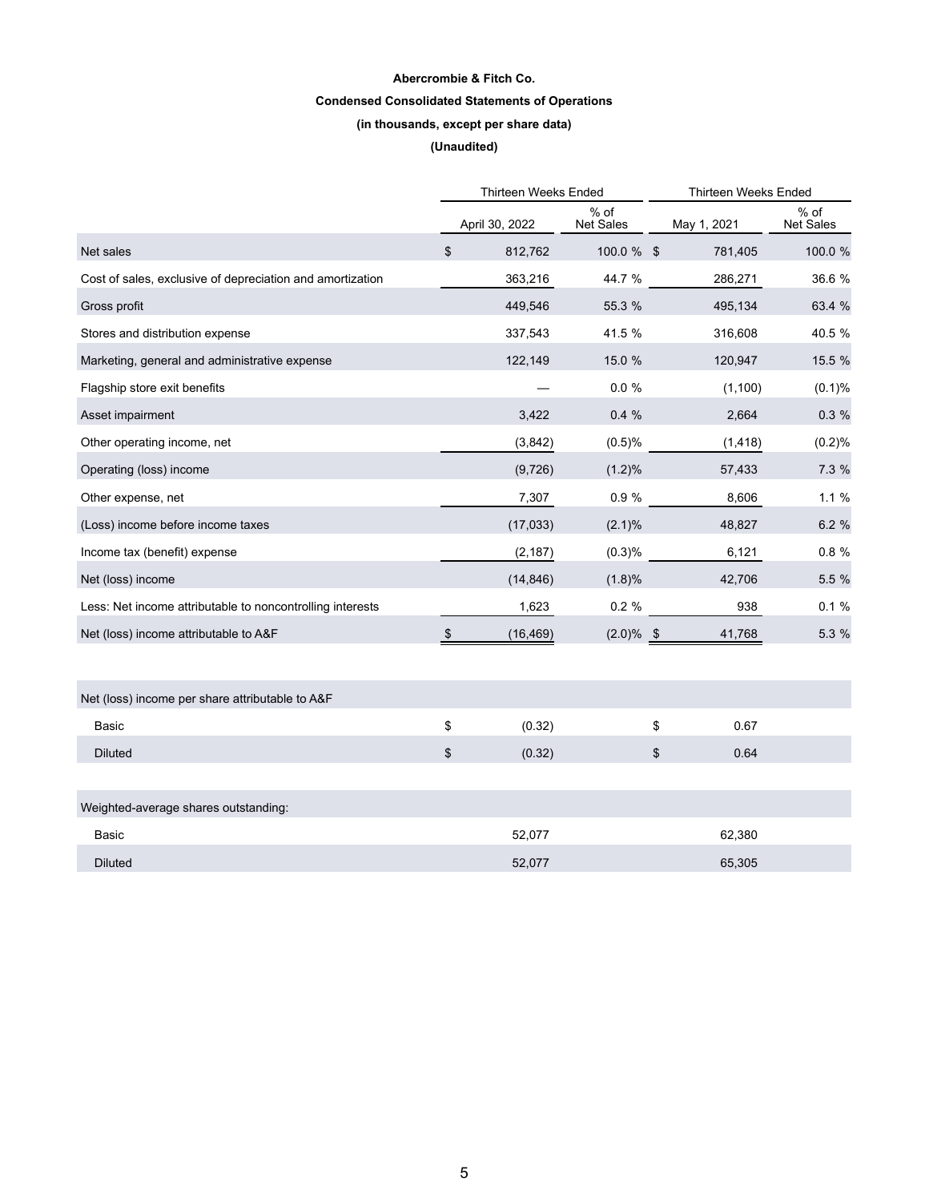**Abercrombie & Fitch Co.**

**Condensed Consolidated Statements of Operations**

**(in thousands, except per share data)**

**(Unaudited)**

| | Thirteen Weeks Ended | | Thirteen Weeks Ended | |
|---|---|---|---|---|
| | April 30, 2022 | % of Net Sales | May 1, 2021 | % of Net Sales |
| Net sales | $ 812,762 | 100.0 % | $ 781,405 | 100.0 % |
| Cost of sales, exclusive of depreciation and amortization | 363,216 | 44.7 % | 286,271 | 36.6 % |
| Gross profit | 449,546 | 55.3 % | 495,134 | 63.4 % |
| Stores and distribution expense | 337,543 | 41.5 % | 316,608 | 40.5 % |
| Marketing, general and administrative expense | 122,149 | 15.0 % | 120,947 | 15.5 % |
| Flagship store exit benefits | — | 0.0 % | (1,100) | (0.1)% |
| Asset impairment | 3,422 | 0.4 % | 2,664 | 0.3 % |
| Other operating income, net | (3,842) | (0.5)% | (1,418) | (0.2)% |
| Operating (loss) income | (9,726) | (1.2)% | 57,433 | 7.3 % |
| Other expense, net | 7,307 | 0.9 % | 8,606 | 1.1 % |
| (Loss) income before income taxes | (17,033) | (2.1)% | 48,827 | 6.2 % |
| Income tax (benefit) expense | (2,187) | (0.3)% | 6,121 | 0.8 % |
| Net (loss) income | (14,846) | (1.8)% | 42,706 | 5.5 % |
| Less: Net income attributable to noncontrolling interests | 1,623 | 0.2 % | 938 | 0.1 % |
| Net (loss) income attributable to A&F | $ (16,469) | (2.0)% | $ 41,768 | 5.3 % |
| | | | | |
| Net (loss) income per share attributable to A&F | | | | |
| Basic | $ (0.32) | | $ 0.67 | |
| Diluted | $ (0.32) | | $ 0.64 | |
| | | | | |
| Weighted-average shares outstanding: | | | | |
| Basic | 52,077 | | 62,380 | |
| Diluted | 52,077 | | 65,305 | |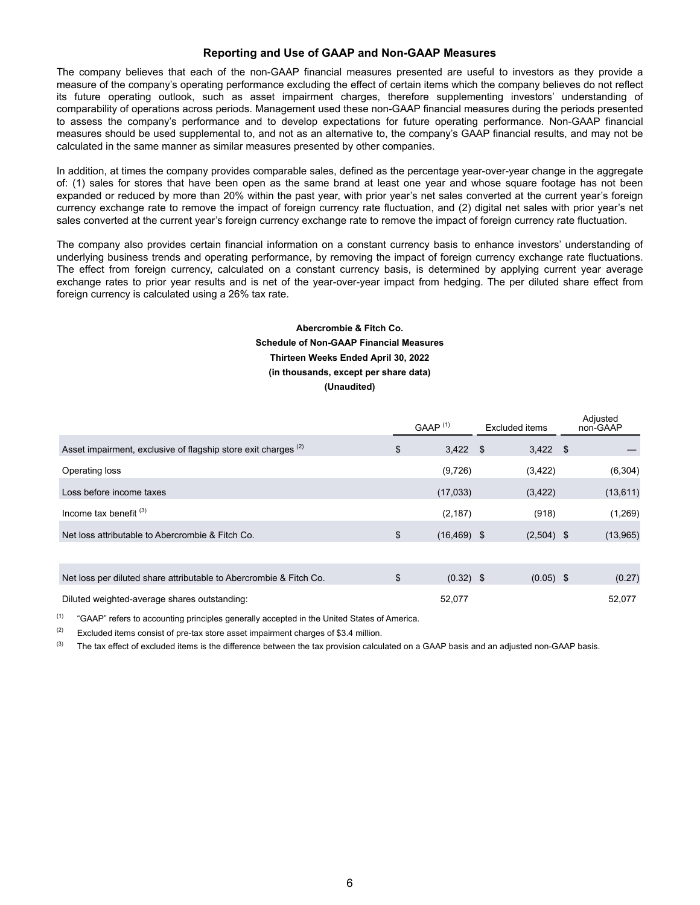## Reporting and Use of GAAP and Non-GAAP Measures

The company believes that each of the non-GAAP financial measures presented are useful to investors as they provide a measure of the company's operating performance excluding the effect of certain items which the company believes do not reflect its future operating outlook, such as asset impairment charges, therefore supplementing investors' understanding of comparability of operations across periods. Management used these non-GAAP financial measures during the periods presented to assess the company's performance and to develop expectations for future operating performance. Non-GAAP financial measures should be used supplemental to, and not as an alternative to, the company's GAAP financial results, and may not be calculated in the same manner as similar measures presented by other companies.

In addition, at times the company provides comparable sales, defined as the percentage year-over-year change in the aggregate of: (1) sales for stores that have been open as the same brand at least one year and whose square footage has not been expanded or reduced by more than 20% within the past year, with prior year's net sales converted at the current year's foreign currency exchange rate to remove the impact of foreign currency rate fluctuation, and (2) digital net sales with prior year's net sales converted at the current year's foreign currency exchange rate to remove the impact of foreign currency rate fluctuation.

The company also provides certain financial information on a constant currency basis to enhance investors' understanding of underlying business trends and operating performance, by removing the impact of foreign currency exchange rate fluctuations. The effect from foreign currency, calculated on a constant currency basis, is determined by applying current year average exchange rates to prior year results and is net of the year-over-year impact from hedging. The per diluted share effect from foreign currency is calculated using a 26% tax rate.

**Abercrombie & Fitch Co.**
**Schedule of Non-GAAP Financial Measures**
**Thirteen Weeks Ended April 30, 2022**
**(in thousands, except per share data)**
**(Unaudited)**

| | GAAP [1] | Excluded items | Adjusted non-GAAP |
|---|---|---|---|
| Asset impairment, exclusive of flagship store exit charges [2] | $ 3,422 | $ 3,422 | $ — |
| Operating loss | (9,726) | (3,422) | (6,304) |
| Loss before income taxes | (17,033) | (3,422) | (13,611) |
| Income tax benefit [3] | (2,187) | (918) | (1,269) |
| Net loss attributable to Abercrombie & Fitch Co. | $ (16,469) | $ (2,504) | $ (13,965) |
| | | | |
| Net loss per diluted share attributable to Abercrombie & Fitch Co. | $ (0.32) | $ (0.05) | $ (0.27) |
| Diluted weighted-average shares outstanding: | 52,077 | | 52,077 |

(1) "GAAP" refers to accounting principles generally accepted in the United States of America.

(2) Excluded items consist of pre-tax store asset impairment charges of $3.4 million.

(3) The tax effect of excluded items is the difference between the tax provision calculated on a GAAP basis and an adjusted non-GAAP basis.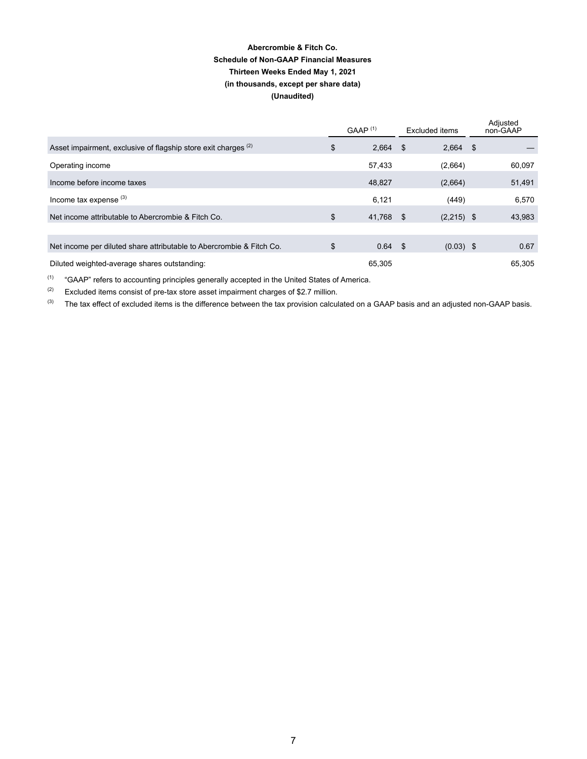**Abercrombie & Fitch Co.**
**Schedule of Non-GAAP Financial Measures**
**Thirteen Weeks Ended May 1, 2021**
**(in thousands, except per share data)**
**(Unaudited)**

| | GAAP [1] | Excluded items | Adjusted non-GAAP |
|---|---|---|---|
| Asset impairment, exclusive of flagship store exit charges [2] | $ 2,664 | $ 2,664 | $ — |
| Operating income | 57,433 | (2,664) | 60,097 |
| Income before income taxes | 48,827 | (2,664) | 51,491 |
| Income tax expense [3] | 6,121 | (449) | 6,570 |
| Net income attributable to Abercrombie & Fitch Co. | $ 41,768 | $ (2,215) | $ 43,983 |
| | | | |
| Net income per diluted share attributable to Abercrombie & Fitch Co. | $ 0.64 | $ (0.03) | $ 0.67 |
| Diluted weighted-average shares outstanding: | 65,305 | | 65,305 |

(1) "GAAP" refers to accounting principles generally accepted in the United States of America.

(2) Excluded items consist of pre-tax store asset impairment charges of $2.7 million.

(3) The tax effect of excluded items is the difference between the tax provision calculated on a GAAP basis and an adjusted non-GAAP basis.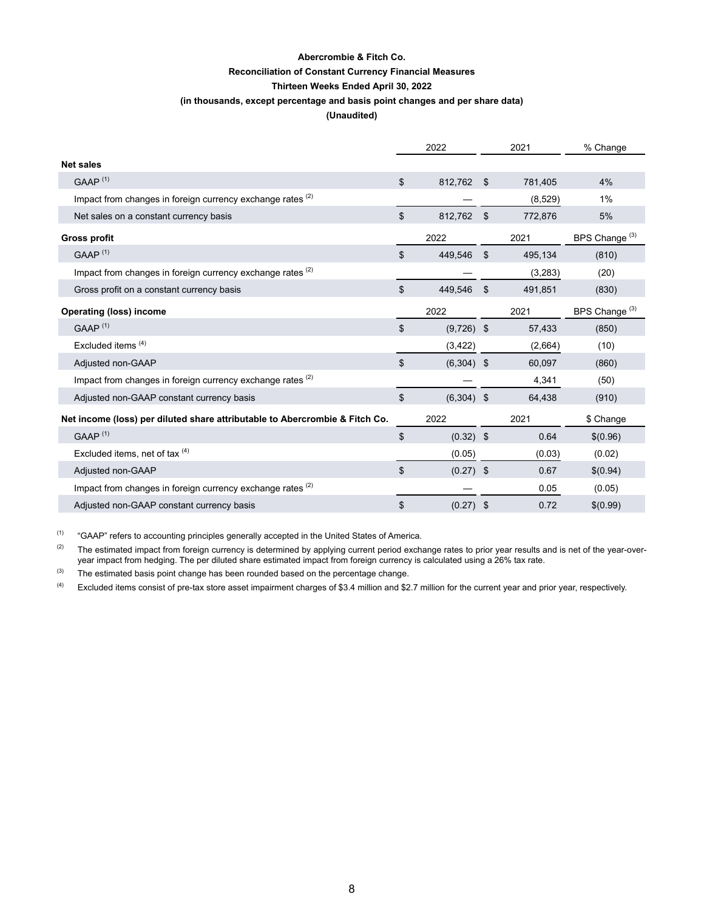**Abercrombie & Fitch Co.**

**Reconciliation of Constant Currency Financial Measures**

**Thirteen Weeks Ended April 30, 2022**

**(in thousands, except percentage and basis point changes and per share data)**

**(Unaudited)**

| | 2022 | 2021 | % Change |
|---|---|---|---|
| **Net sales** | | | |
| GAAP [(1)] | $ 812,762 | $ 781,405 | 4% |
| Impact from changes in foreign currency exchange rates [(2)] | — | (8,529) | 1% |
| Net sales on a constant currency basis | $ 812,762 | $ 772,876 | 5% |
| **Gross profit** | 2022 | 2021 | BPS Change [(3)] |
| GAAP [(1)] | $ 449,546 | $ 495,134 | (810) |
| Impact from changes in foreign currency exchange rates [(2)] | — | (3,283) | (20) |
| Gross profit on a constant currency basis | $ 449,546 | $ 491,851 | (830) |
| **Operating (loss) income** | 2022 | 2021 | BPS Change [(3)] |
| GAAP [(1)] | $ (9,726) | $ 57,433 | (850) |
| Excluded items [(4)] | (3,422) | (2,664) | (10) |
| Adjusted non-GAAP | $ (6,304) | $ 60,097 | (860) |
| Impact from changes in foreign currency exchange rates [(2)] | — | 4,341 | (50) |
| Adjusted non-GAAP constant currency basis | $ (6,304) | $ 64,438 | (910) |
| **Net income (loss) per diluted share attributable to Abercrombie & Fitch Co.** | 2022 | 2021 | $ Change |
| GAAP [(1)] | $ (0.32) | $ 0.64 | $(0.96) |
| Excluded items, net of tax [(4)] | (0.05) | (0.03) | (0.02) |
| Adjusted non-GAAP | $ (0.27) | $ 0.67 | $(0.94) |
| Impact from changes in foreign currency exchange rates [(2)] | — | 0.05 | (0.05) |
| Adjusted non-GAAP constant currency basis | $ (0.27) | $ 0.72 | $(0.99) |

(1) "GAAP" refers to accounting principles generally accepted in the United States of America.

(2) The estimated impact from foreign currency is determined by applying current period exchange rates to prior year results and is net of the year-over-year impact from hedging. The per diluted share estimated impact from foreign currency is calculated using a 26% tax rate.

(3) The estimated basis point change has been rounded based on the percentage change.

(4) Excluded items consist of pre-tax store asset impairment charges of $3.4 million and $2.7 million for the current year and prior year, respectively.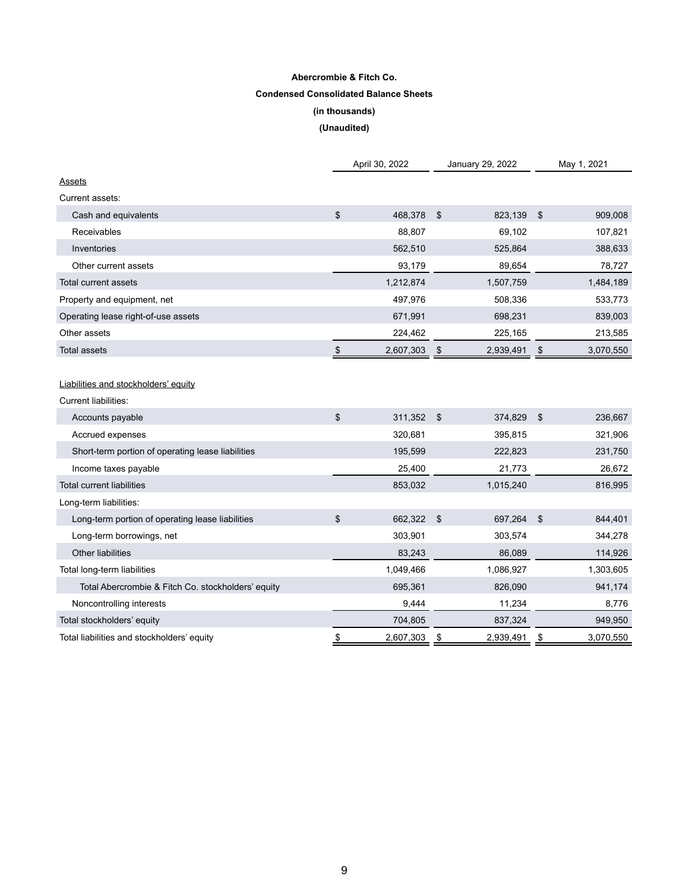**Abercrombie & Fitch Co.**

**Condensed Consolidated Balance Sheets**

**(in thousands)**

**(Unaudited)**

| | April 30, 2022 | January 29, 2022 | May 1, 2021 |
|---|---|---|---|
| Assets | | | |
| Current assets: | | | |
| Cash and equivalents | $ 468,378 | $ 823,139 | $ 909,008 |
| Receivables | 88,807 | 69,102 | 107,821 |
| Inventories | 562,510 | 525,864 | 388,633 |
| Other current assets | 93,179 | 89,654 | 78,727 |
| Total current assets | 1,212,874 | 1,507,759 | 1,484,189 |
| Property and equipment, net | 497,976 | 508,336 | 533,773 |
| Operating lease right-of-use assets | 671,991 | 698,231 | 839,003 |
| Other assets | 224,462 | 225,165 | 213,585 |
| Total assets | $ 2,607,303 | $ 2,939,491 | $ 3,070,550 |
| | | | |
| Liabilities and stockholders' equity | | | |
| Current liabilities: | | | |
| Accounts payable | $ 311,352 | $ 374,829 | $ 236,667 |
| Accrued expenses | 320,681 | 395,815 | 321,906 |
| Short-term portion of operating lease liabilities | 195,599 | 222,823 | 231,750 |
| Income taxes payable | 25,400 | 21,773 | 26,672 |
| Total current liabilities | 853,032 | 1,015,240 | 816,995 |
| Long-term liabilities: | | | |
| Long-term portion of operating lease liabilities | $ 662,322 | $ 697,264 | $ 844,401 |
| Long-term borrowings, net | 303,901 | 303,574 | 344,278 |
| Other liabilities | 83,243 | 86,089 | 114,926 |
| Total long-term liabilities | 1,049,466 | 1,086,927 | 1,303,605 |
| Total Abercrombie & Fitch Co. stockholders' equity | 695,361 | 826,090 | 941,174 |
| Noncontrolling interests | 9,444 | 11,234 | 8,776 |
| Total stockholders' equity | 704,805 | 837,324 | 949,950 |
| Total liabilities and stockholders' equity | $ 2,607,303 | $ 2,939,491 | $ 3,070,550 |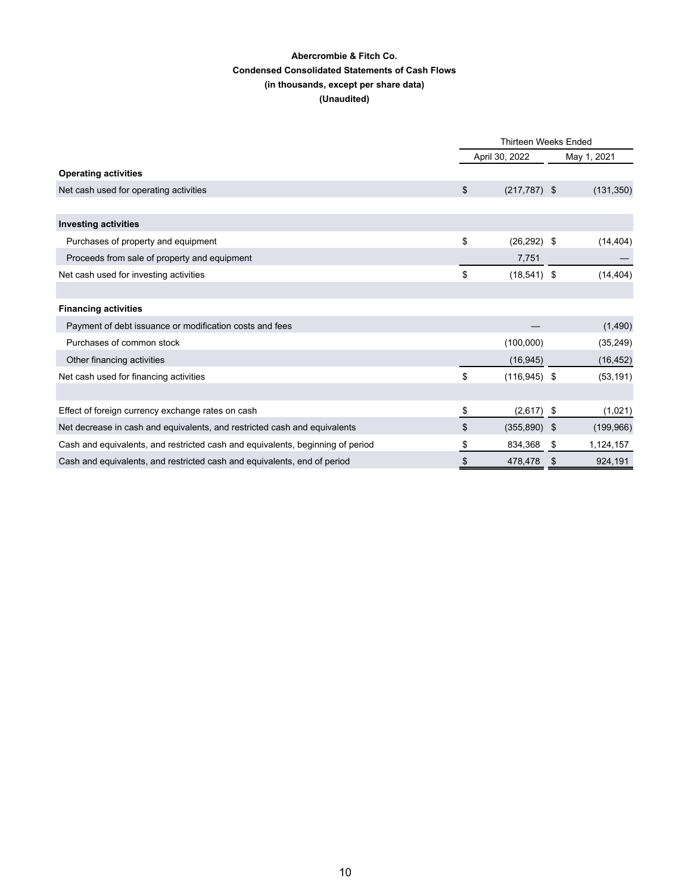**Abercrombie & Fitch Co.**

**Condensed Consolidated Statements of Cash Flows**

**(in thousands, except per share data)**

**(Unaudited)**

| | Thirteen Weeks Ended | |
|---|---|---|
| | April 30, 2022 | May 1, 2021 |
| **Operating activities** | | |
| Net cash used for operating activities | $ (217,787) | $ (131,350) |
| | | |
| **Investing activities** | | |
| Purchases of property and equipment | $ (26,292) | $ (14,404) |
| Proceeds from sale of property and equipment | 7,751 | — |
| Net cash used for investing activities | $ (18,541) | $ (14,404) |
| | | |
| **Financing activities** | | |
| Payment of debt issuance or modification costs and fees | — | (1,490) |
| Purchases of common stock | (100,000) | (35,249) |
| Other financing activities | (16,945) | (16,452) |
| Net cash used for financing activities | $ (116,945) | $ (53,191) |
| | | |
| Effect of foreign currency exchange rates on cash | $ (2,617) | $ (1,021) |
| Net decrease in cash and equivalents, and restricted cash and equivalents | $ (355,890) | $ (199,966) |
| Cash and equivalents, and restricted cash and equivalents, beginning of period | $ 834,368 | $ 1,124,157 |
| Cash and equivalents, and restricted cash and equivalents, end of period | $ 478,478 | $ 924,191 |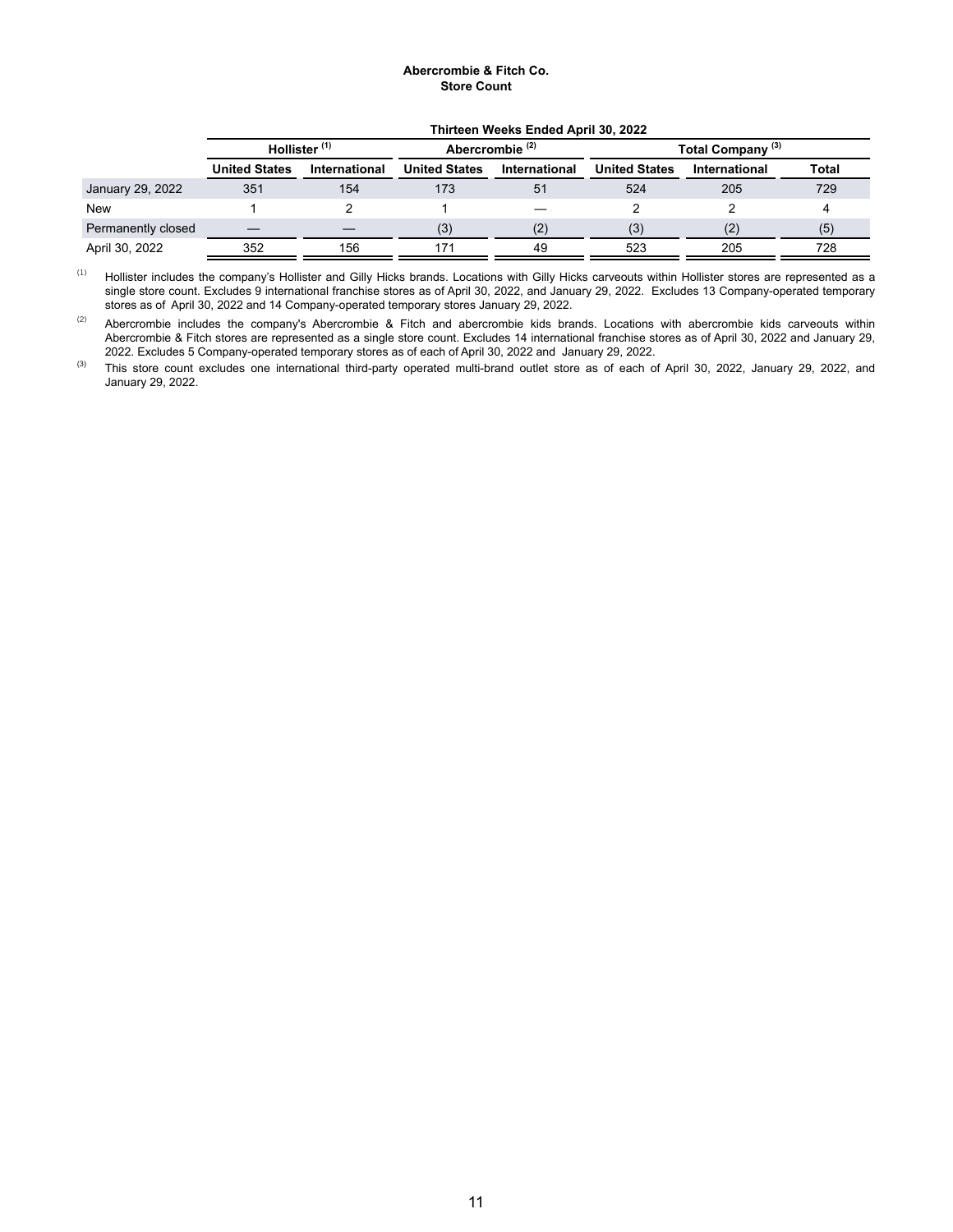**Abercrombie & Fitch Co.**
**Store Count**

| | Thirteen Weeks Ended April 30, 2022 | | | | | | |
|---|---|---|---|---|---|---|---|
| | Hollister [(1)] | | Abercrombie [(2)] | | Total Company [(3)] | | |
| | United States | International | United States | International | United States | International | Total |
| January 29, 2022 | 351 | 154 | 173 | 51 | 524 | 205 | 729 |
| New | 1 | 2 | 1 | — | 2 | 2 | 4 |
| Permanently closed | — | — | (3) | (2) | (3) | (2) | (5) |
| April 30, 2022 | 352 | 156 | 171 | 49 | 523 | 205 | 728 |

(1) Hollister includes the company's Hollister and Gilly Hicks brands. Locations with Gilly Hicks carveouts within Hollister stores are represented as a single store count. Excludes 9 international franchise stores as of April 30, 2022, and January 29, 2022. Excludes 13 Company-operated temporary stores as of April 30, 2022 and 14 Company-operated temporary stores January 29, 2022.

(2) Abercrombie includes the company's Abercrombie & Fitch and abercrombie kids brands. Locations with abercrombie kids carveouts within Abercrombie & Fitch stores are represented as a single store count. Excludes 14 international franchise stores as of April 30, 2022 and January 29, 2022. Excludes 5 Company-operated temporary stores as of each of April 30, 2022 and January 29, 2022.

(3) This store count excludes one international third-party operated multi-brand outlet store as of each of April 30, 2022, January 29, 2022, and January 29, 2022.